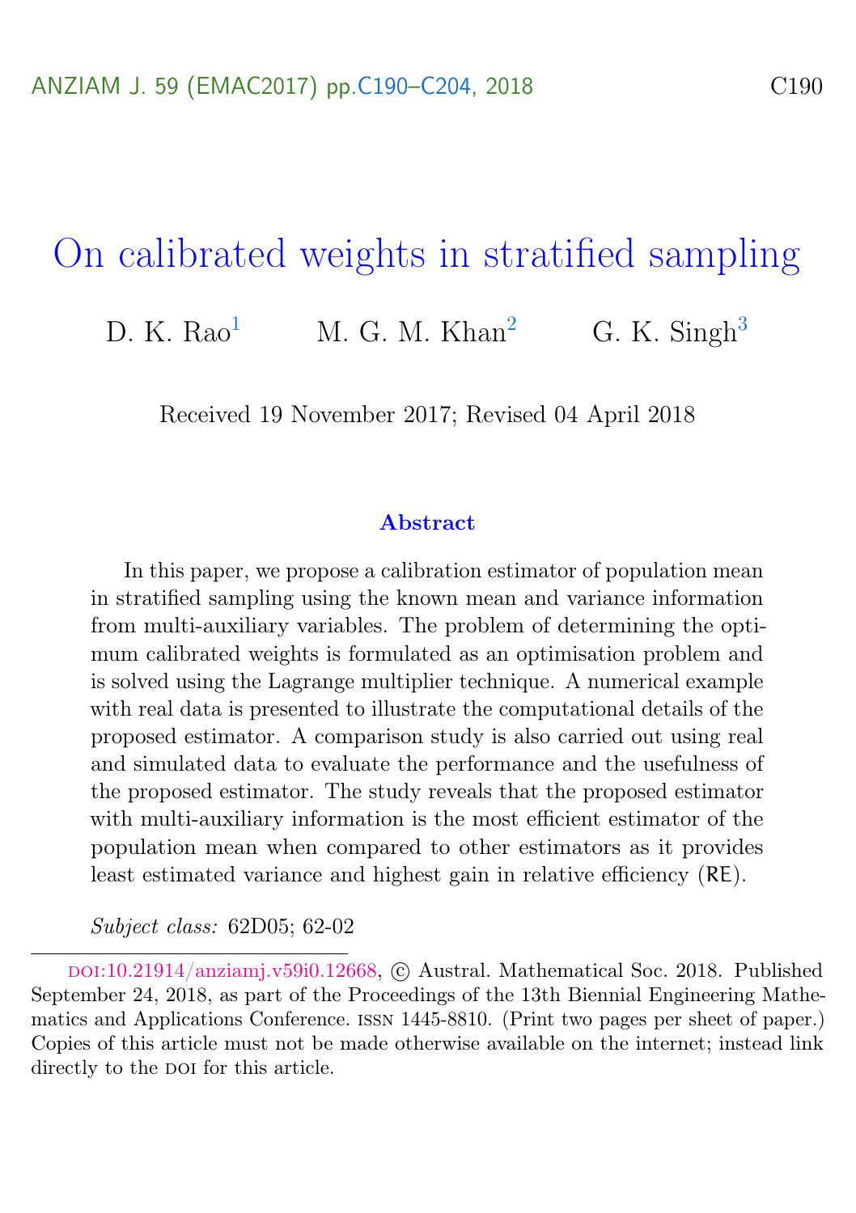# On calibrated weights in stratified sampling

D. K. Rao[1] M. G. M. Khan[2] G. K. Singh[3]

Received 19 November 2017; Revised 04 April 2018

## Abstract

In this paper, we propose a calibration estimator of population mean in stratified sampling using the known mean and variance information from multi-auxiliary variables. The problem of determining the optimum calibrated weights is formulated as an optimisation problem and is solved using the Lagrange multiplier technique. A numerical example with real data is presented to illustrate the computational details of the proposed estimator. A comparison study is also carried out using real and simulated data to evaluate the performance and the usefulness of the proposed estimator. The study reveals that the proposed estimator with multi-auxiliary information is the most efficient estimator of the population mean when compared to other estimators as it provides least estimated variance and highest gain in relative efficiency (RE).

*Subject class:* 62D05; 62-02

---

doi:10.21914/anziamj.v59i0.12668, © Austral. Mathematical Soc. 2018. Published September 24, 2018, as part of the Proceedings of the 13th Biennial Engineering Mathematics and Applications Conference. issn 1445-8810. (Print two pages per sheet of paper.) Copies of this article must not be made otherwise available on the internet; instead link directly to the doi for this article.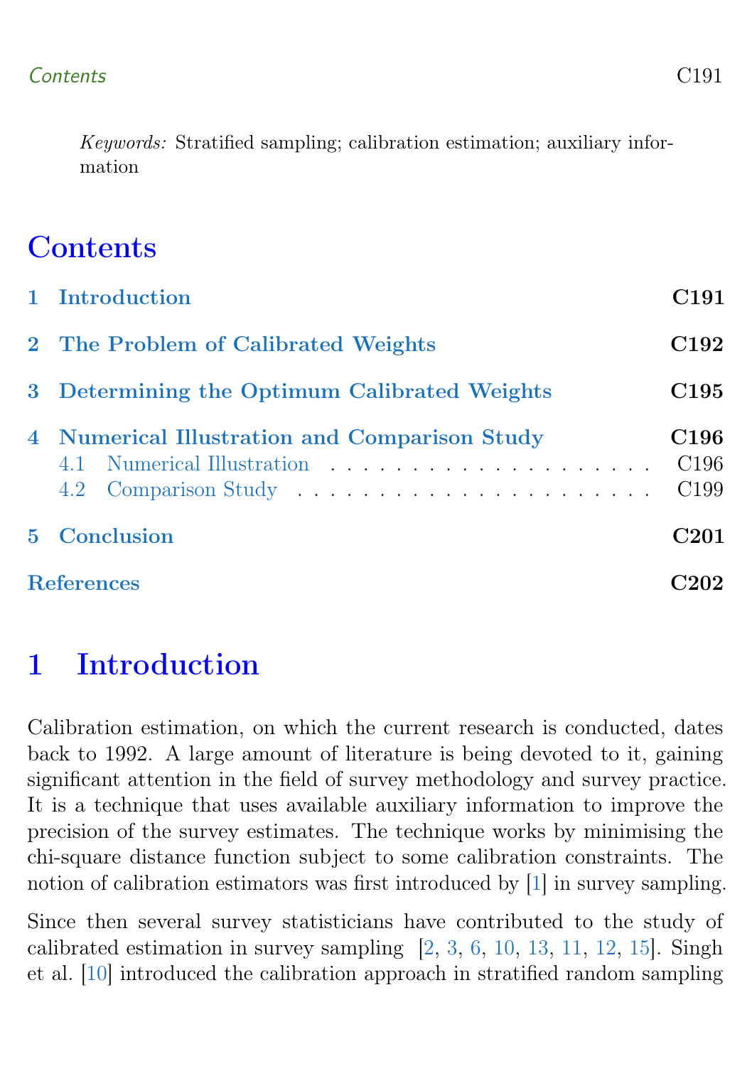*Keywords:* Stratified sampling; calibration estimation; auxiliary information

# Contents

| | |
|---|---|
| 1 Introduction | C191 |
| 2 The Problem of Calibrated Weights | C192 |
| 3 Determining the Optimum Calibrated Weights | C195 |
| 4 Numerical Illustration and Comparison Study | C196 |
| 4.1 Numerical Illustration | C196 |
| 4.2 Comparison Study | C199 |
| 5 Conclusion | C201 |
| References | C202 |

# 1 Introduction

Calibration estimation, on which the current research is conducted, dates back to 1992. A large amount of literature is being devoted to it, gaining significant attention in the field of survey methodology and survey practice. It is a technique that uses available auxiliary information to improve the precision of the survey estimates. The technique works by minimising the chi-square distance function subject to some calibration constraints. The notion of calibration estimators was first introduced by [1] in survey sampling.

Since then several survey statisticians have contributed to the study of calibrated estimation in survey sampling [2, 3, 6, 10, 13, 11, 12, 15]. Singh et al. [10] introduced the calibration approach in stratified random sampling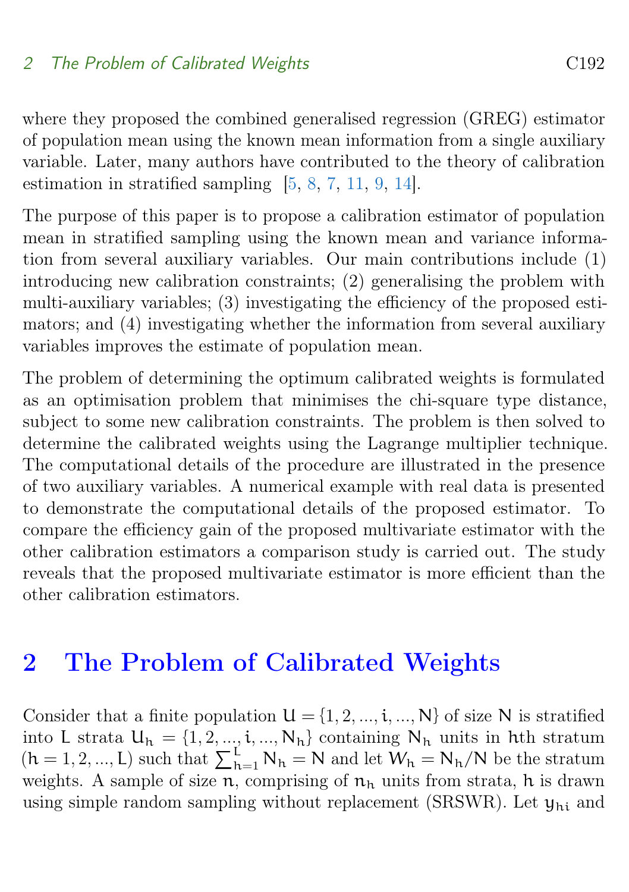where they proposed the combined generalised regression (GREG) estimator of population mean using the known mean information from a single auxiliary variable. Later, many authors have contributed to the theory of calibration estimation in stratified sampling [5, 8, 7, 11, 9, 14].

The purpose of this paper is to propose a calibration estimator of population mean in stratified sampling using the known mean and variance information from several auxiliary variables. Our main contributions include (1) introducing new calibration constraints; (2) generalising the problem with multi-auxiliary variables; (3) investigating the efficiency of the proposed estimators; and (4) investigating whether the information from several auxiliary variables improves the estimate of population mean.

The problem of determining the optimum calibrated weights is formulated as an optimisation problem that minimises the chi-square type distance, subject to some new calibration constraints. The problem is then solved to determine the calibrated weights using the Lagrange multiplier technique. The computational details of the procedure are illustrated in the presence of two auxiliary variables. A numerical example with real data is presented to demonstrate the computational details of the proposed estimator. To compare the efficiency gain of the proposed multivariate estimator with the other calibration estimators a comparison study is carried out. The study reveals that the proposed multivariate estimator is more efficient than the other calibration estimators.

## 2 The Problem of Calibrated Weights

Consider that a finite population $U = \{1, 2, ..., i, ..., N\}$ of size $N$ is stratified into $L$ strata $U_h = \{1, 2, ..., i, ..., N_h\}$ containing $N_h$ units in $h$th stratum $(h = 1, 2, ..., L)$ such that $\sum_{h=1}^{L} N_h = N$ and let $W_h = N_h/N$ be the stratum weights. A sample of size $n$, comprising of $n_h$ units from strata, $h$ is drawn using simple random sampling without replacement (SRSWR). Let $y_{hi}$ and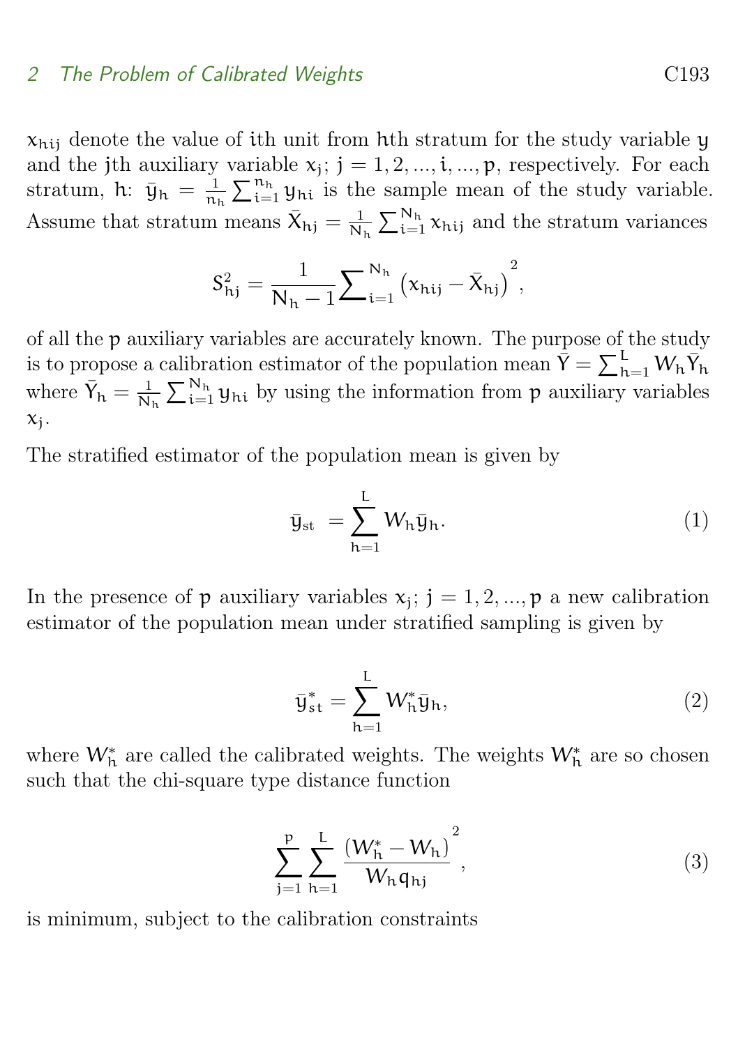$x_{hij}$ denote the value of $i$th unit from $h$th stratum for the study variable $y$ and the $j$th auxiliary variable $x_j$; $j = 1, 2, ..., i, ..., p$, respectively. For each stratum, $h$: $\bar{y}_h = \frac{1}{n_h}\sum_{i=1}^{n_h} y_{hi}$ is the sample mean of the study variable. Assume that stratum means $\bar{X}_{hj} = \frac{1}{N_h}\sum_{i=1}^{N_h} x_{hij}$ and the stratum variances

$$S_{hj}^2 = \frac{1}{N_h - 1}\sum_{i=1}^{N_h}\left(x_{hij} - \bar{X}_{hj}\right)^2,$$

of all the $p$ auxiliary variables are accurately known. The purpose of the study is to propose a calibration estimator of the population mean $\bar{Y} = \sum_{h=1}^{L} W_h \bar{Y}_h$ where $\bar{Y}_h = \frac{1}{N_h}\sum_{i=1}^{N_h} y_{hi}$ by using the information from $p$ auxiliary variables $x_j$.

The stratified estimator of the population mean is given by

$$\bar{y}_{st} = \sum_{h=1}^{L} W_h \bar{y}_h. \tag{1}$$

In the presence of $p$ auxiliary variables $x_j$; $j = 1, 2, ..., p$ a new calibration estimator of the population mean under stratified sampling is given by

$$\bar{y}_{st}^* = \sum_{h=1}^{L} W_h^* \bar{y}_h, \tag{2}$$

where $W_h^*$ are called the calibrated weights. The weights $W_h^*$ are so chosen such that the chi-square type distance function

$$\sum_{j=1}^{p}\sum_{h=1}^{L}\frac{\left(W_h^* - W_h\right)^2}{W_h q_{hj}}, \tag{3}$$

is minimum, subject to the calibration constraints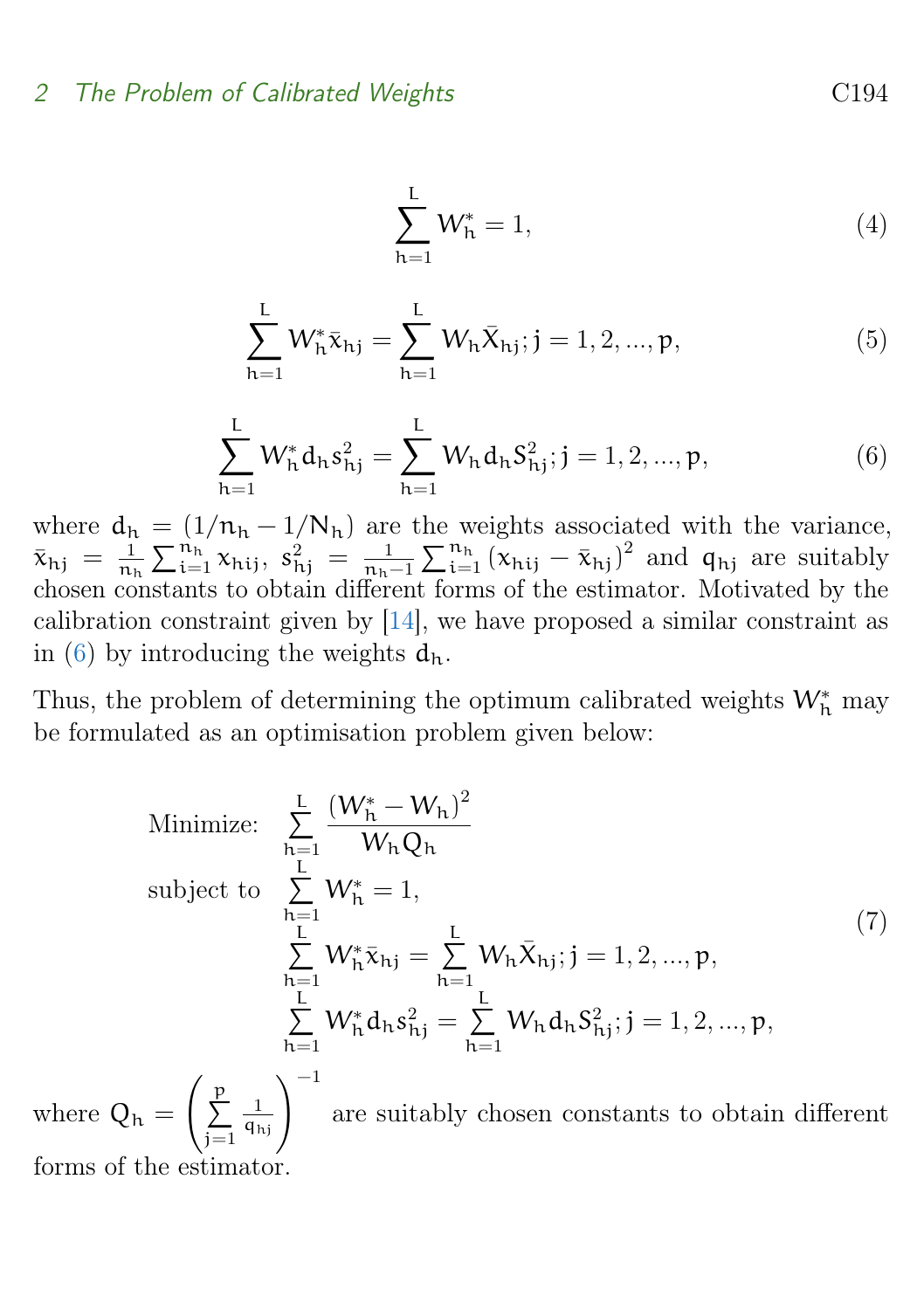$$\sum_{h=1}^{L} W_h^* = 1, \tag{4}$$

$$\sum_{h=1}^{L} W_h^* \bar{x}_{hj} = \sum_{h=1}^{L} W_h \bar{X}_{hj}; j = 1, 2, ..., p, \tag{5}$$

$$\sum_{h=1}^{L} W_h^* d_h s_{hj}^2 = \sum_{h=1}^{L} W_h d_h S_{hj}^2; j = 1, 2, ..., p, \tag{6}$$

where $d_h = (1/n_h - 1/N_h)$ are the weights associated with the variance, $\bar{x}_{hj} = \frac{1}{n_h} \sum_{i=1}^{n_h} x_{hij}$, $s_{hj}^2 = \frac{1}{n_h - 1} \sum_{i=1}^{n_h} (x_{hij} - \bar{x}_{hj})^2$ and $q_{hj}$ are suitably chosen constants to obtain different forms of the estimator. Motivated by the calibration constraint given by [14], we have proposed a similar constraint as in (6) by introducing the weights $d_h$.

Thus, the problem of determining the optimum calibrated weights $W_h^*$ may be formulated as an optimisation problem given below:

$$\begin{aligned}
\text{Minimize:} \quad & \sum_{h=1}^{L} \frac{(W_h^* - W_h)^2}{W_h Q_h} \\
\text{subject to} \quad & \sum_{h=1}^{L} W_h^* = 1, \\
& \sum_{h=1}^{L} W_h^* \bar{x}_{hj} = \sum_{h=1}^{L} W_h \bar{X}_{hj}; j = 1, 2, ..., p, \\
& \sum_{h=1}^{L} W_h^* d_h s_{hj}^2 = \sum_{h=1}^{L} W_h d_h S_{hj}^2; j = 1, 2, ..., p,
\end{aligned} \tag{7}$$

where $Q_h = \left( \sum_{j=1}^{p} \frac{1}{q_{hj}} \right)^{-1}$ are suitably chosen constants to obtain different forms of the estimator.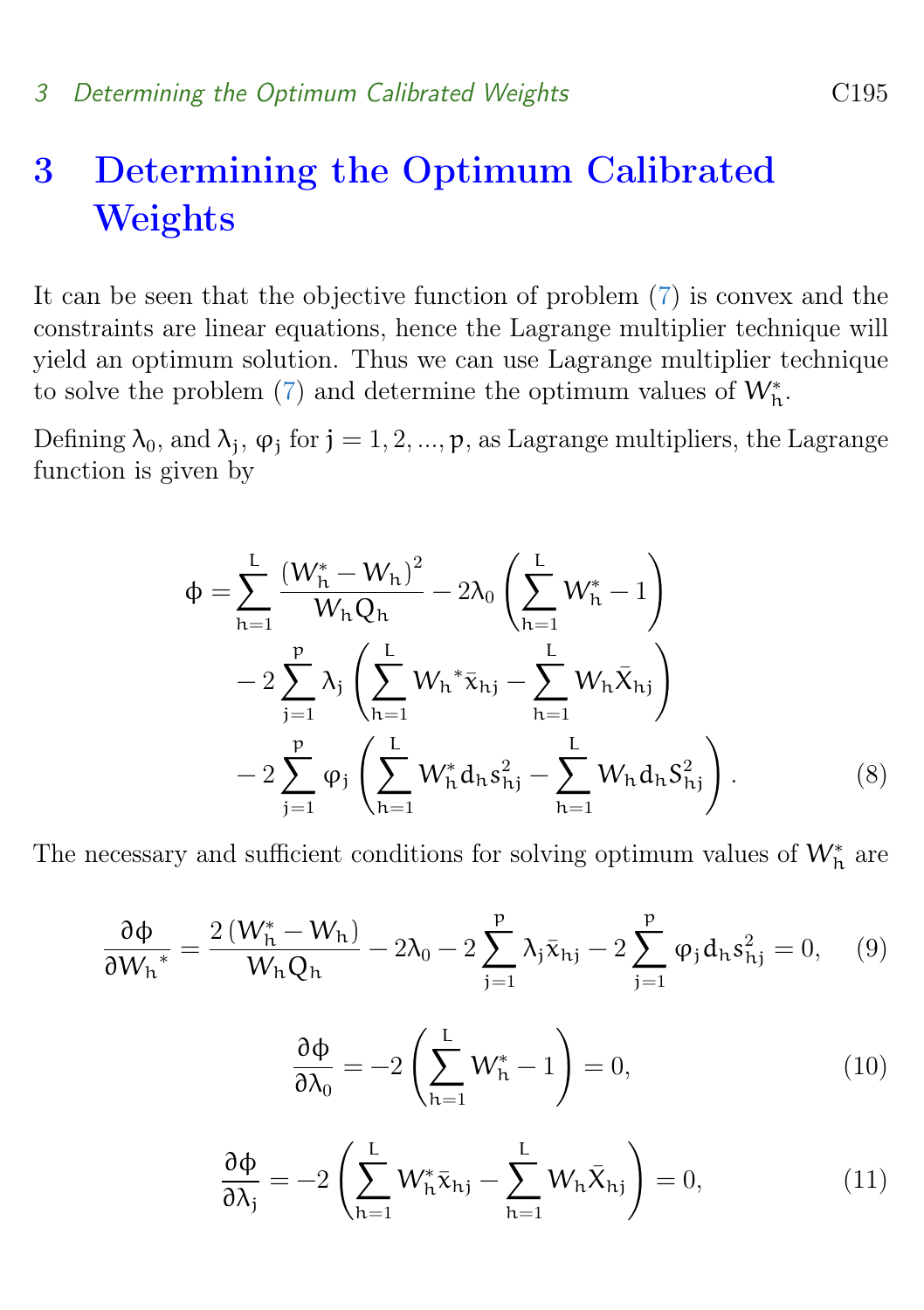# 3 Determining the Optimum Calibrated Weights

It can be seen that the objective function of problem (7) is convex and the constraints are linear equations, hence the Lagrange multiplier technique will yield an optimum solution. Thus we can use Lagrange multiplier technique to solve the problem (7) and determine the optimum values of $W_h^*$.

Defining $\lambda_0$, and $\lambda_j$, $\varphi_j$ for $j = 1, 2, ..., p$, as Lagrange multipliers, the Lagrange function is given by

$$
\begin{aligned}
\phi = & \sum_{h=1}^{L} \frac{(W_h^* - W_h)^2}{W_h Q_h} - 2\lambda_0 \left( \sum_{h=1}^{L} W_h^* - 1 \right) \\
& - 2 \sum_{j=1}^{p} \lambda_j \left( \sum_{h=1}^{L} W_h{}^* \bar{x}_{hj} - \sum_{h=1}^{L} W_h \bar{X}_{hj} \right) \\
& - 2 \sum_{j=1}^{p} \varphi_j \left( \sum_{h=1}^{L} W_h^* d_h s_{hj}^2 - \sum_{h=1}^{L} W_h d_h S_{hj}^2 \right). \qquad (8)
\end{aligned}
$$

The necessary and sufficient conditions for solving optimum values of $W_h^*$ are

$$
\frac{\partial \phi}{\partial W_h{}^*} = \frac{2\,(W_h^* - W_h)}{W_h Q_h} - 2\lambda_0 - 2 \sum_{j=1}^{p} \lambda_j \bar{x}_{hj} - 2 \sum_{j=1}^{p} \varphi_j d_h s_{hj}^2 = 0, \qquad (9)
$$

$$
\frac{\partial \phi}{\partial \lambda_0} = -2 \left( \sum_{h=1}^{L} W_h^* - 1 \right) = 0, \qquad (10)
$$

$$
\frac{\partial \phi}{\partial \lambda_j} = -2 \left( \sum_{h=1}^{L} W_h^* \bar{x}_{hj} - \sum_{h=1}^{L} W_h \bar{X}_{hj} \right) = 0, \qquad (11)
$$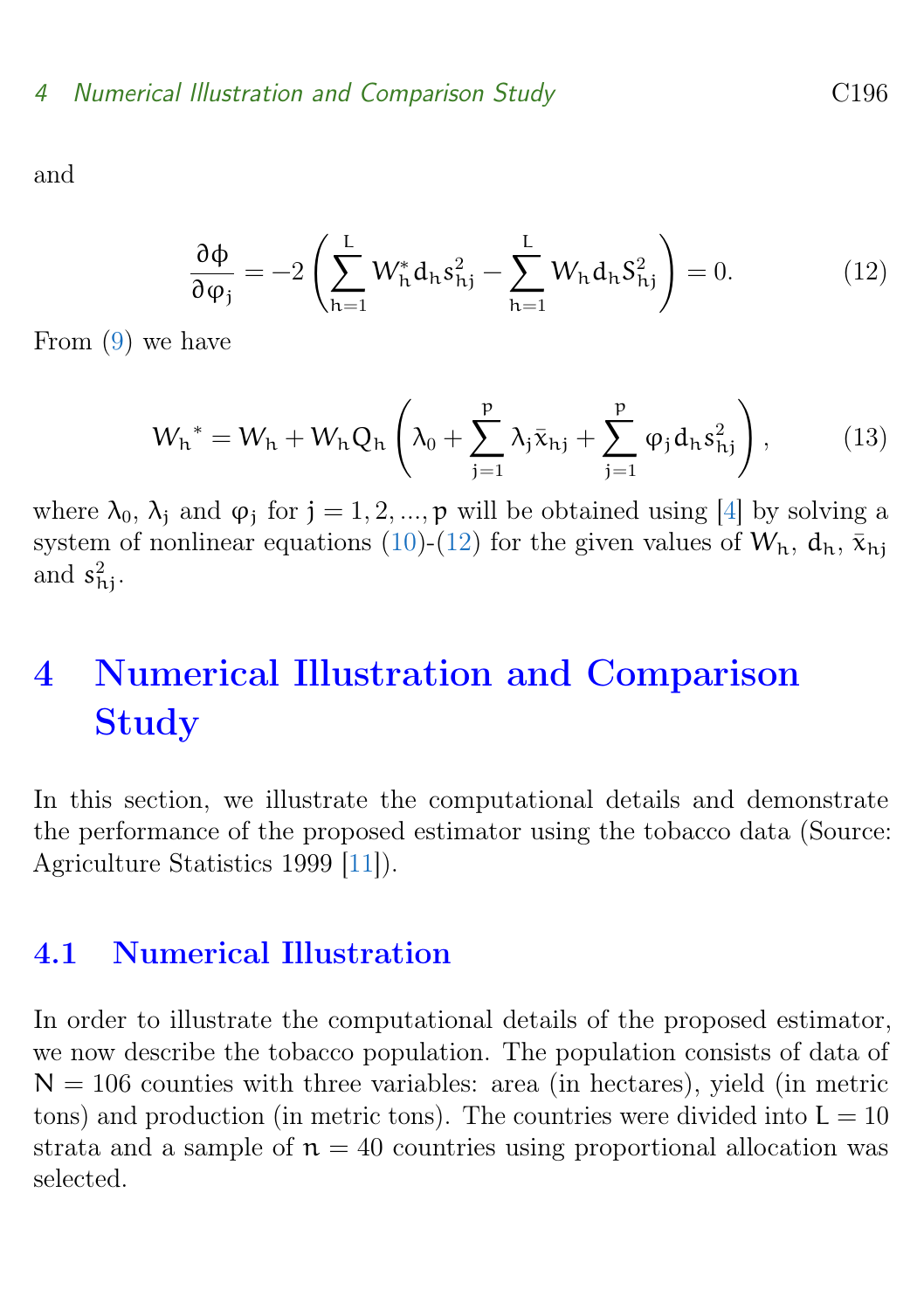and

$$\frac{\partial \phi}{\partial \varphi_j} = -2\left(\sum_{h=1}^{L} W_h^* d_h s_{hj}^2 - \sum_{h=1}^{L} W_h d_h S_{hj}^2\right) = 0. \tag{12}$$

From (9) we have

$$W_h{}^* = W_h + W_h Q_h\left(\lambda_0 + \sum_{j=1}^{p} \lambda_j \bar{x}_{hj} + \sum_{j=1}^{p} \varphi_j d_h s_{hj}^2\right), \tag{13}$$

where $\lambda_0$, $\lambda_j$ and $\varphi_j$ for $j = 1, 2, ..., p$ will be obtained using [4] by solving a system of nonlinear equations (10)-(12) for the given values of $W_h$, $d_h$, $\bar{x}_{hj}$ and $s_{hj}^2$.

# 4 Numerical Illustration and Comparison Study

In this section, we illustrate the computational details and demonstrate the performance of the proposed estimator using the tobacco data (Source: Agriculture Statistics 1999 [11]).

## 4.1 Numerical Illustration

In order to illustrate the computational details of the proposed estimator, we now describe the tobacco population. The population consists of data of $N = 106$ counties with three variables: area (in hectares), yield (in metric tons) and production (in metric tons). The countries were divided into $L = 10$ strata and a sample of $n = 40$ countries using proportional allocation was selected.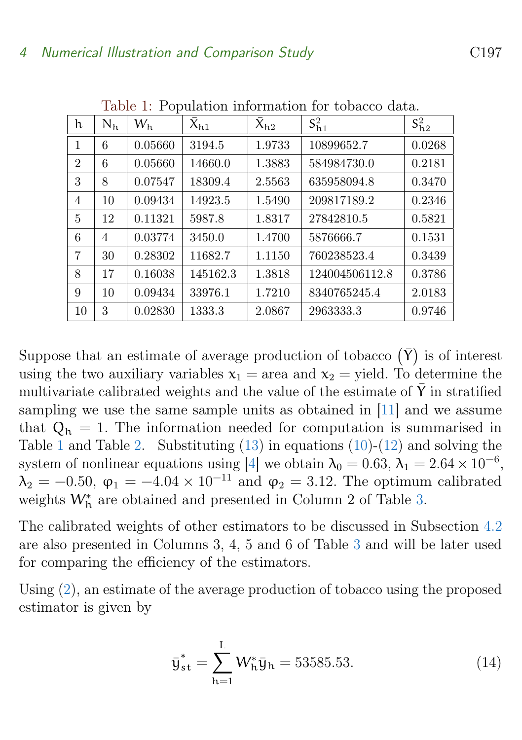Table 1: Population information for tobacco data.

| $h$ | $N_h$ | $W_h$ | $\bar{X}_{h1}$ | $\bar{X}_{h2}$ | $S^2_{h1}$ | $S^2_{h2}$ |
|---|---|---|---|---|---|---|
| 1 | 6 | 0.05660 | 3194.5 | 1.9733 | 10899652.7 | 0.0268 |
| 2 | 6 | 0.05660 | 14660.0 | 1.3883 | 584984730.0 | 0.2181 |
| 3 | 8 | 0.07547 | 18309.4 | 2.5563 | 635958094.8 | 0.3470 |
| 4 | 10 | 0.09434 | 14923.5 | 1.5490 | 209817189.2 | 0.2346 |
| 5 | 12 | 0.11321 | 5987.8 | 1.8317 | 27842810.5 | 0.5821 |
| 6 | 4 | 0.03774 | 3450.0 | 1.4700 | 5876666.7 | 0.1531 |
| 7 | 30 | 0.28302 | 11682.7 | 1.1150 | 760238523.4 | 0.3439 |
| 8 | 17 | 0.16038 | 145162.3 | 1.3818 | 124004506112.8 | 0.3786 |
| 9 | 10 | 0.09434 | 33976.1 | 1.7210 | 8340765245.4 | 2.0183 |
| 10 | 3 | 0.02830 | 1333.3 | 2.0867 | 2963333.3 | 0.9746 |

Suppose that an estimate of average production of tobacco $(\bar{Y})$ is of interest using the two auxiliary variables $x_1 =$ area and $x_2 =$ yield. To determine the multivariate calibrated weights and the value of the estimate of $\bar{Y}$ in stratified sampling we use the same sample units as obtained in [11] and we assume that $Q_h = 1$. The information needed for computation is summarised in Table 1 and Table 2. Substituting (13) in equations (10)-(12) and solving the system of nonlinear equations using [4] we obtain $\lambda_0 = 0.63$, $\lambda_1 = 2.64 \times 10^{-6}$, $\lambda_2 = -0.50$, $\varphi_1 = -4.04 \times 10^{-11}$ and $\varphi_2 = 3.12$. The optimum calibrated weights $W^*_h$ are obtained and presented in Column 2 of Table 3.

The calibrated weights of other estimators to be discussed in Subsection 4.2 are also presented in Columns 3, 4, 5 and 6 of Table 3 and will be later used for comparing the efficiency of the estimators.

Using (2), an estimate of the average production of tobacco using the proposed estimator is given by

$$\bar{y}^*_{st} = \sum_{h=1}^{L} W^*_h \bar{y}_h = 53585.53. \tag{14}$$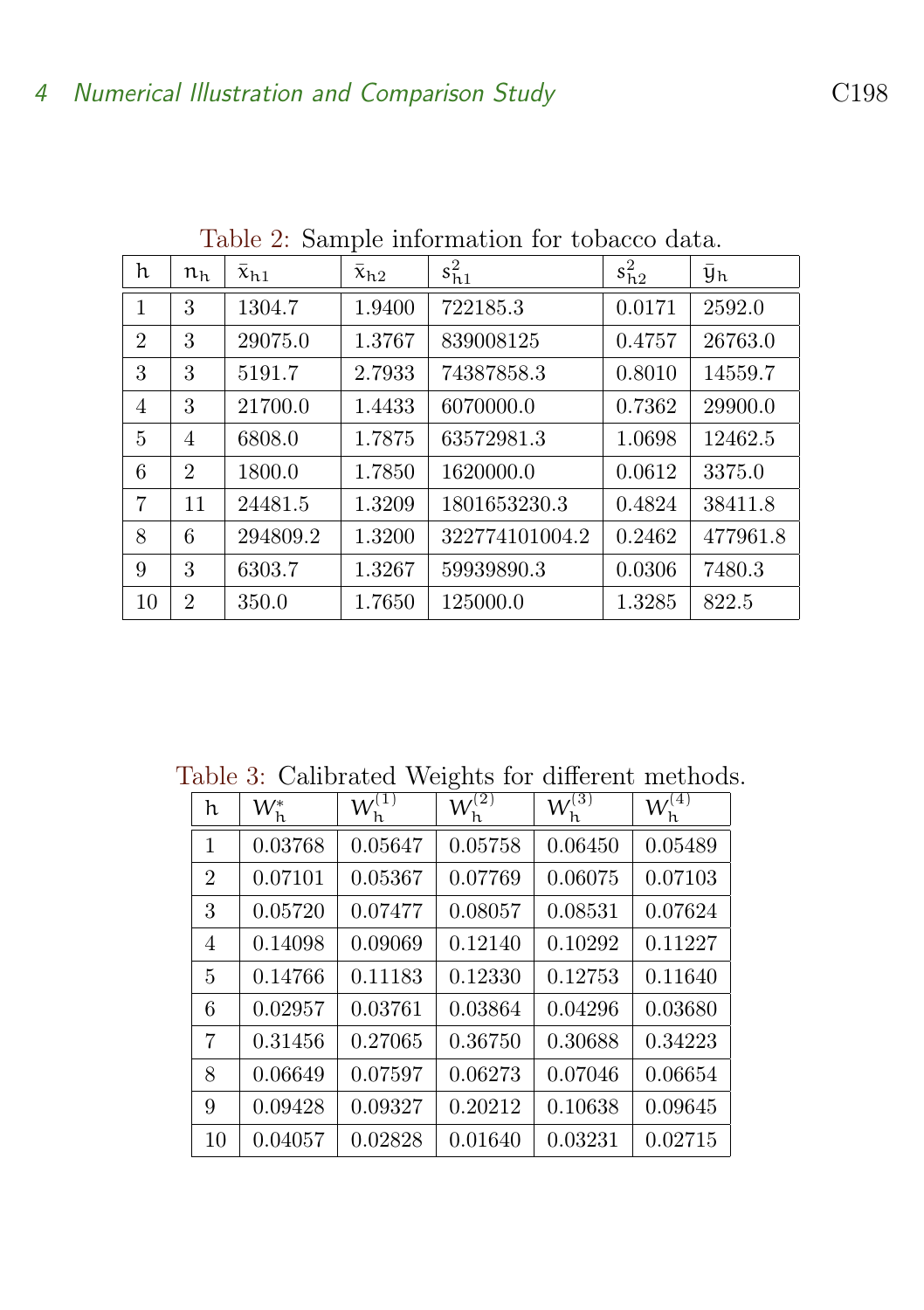Table 2: Sample information for tobacco data.

| $h$ | $n_h$ | $\bar{x}_{h1}$ | $\bar{x}_{h2}$ | $s^2_{h1}$ | $s^2_{h2}$ | $\bar{y}_h$ |
|---|---|---|---|---|---|---|
| 1 | 3 | 1304.7 | 1.9400 | 722185.3 | 0.0171 | 2592.0 |
| 2 | 3 | 29075.0 | 1.3767 | 839008125 | 0.4757 | 26763.0 |
| 3 | 3 | 5191.7 | 2.7933 | 74387858.3 | 0.8010 | 14559.7 |
| 4 | 3 | 21700.0 | 1.4433 | 6070000.0 | 0.7362 | 29900.0 |
| 5 | 4 | 6808.0 | 1.7875 | 63572981.3 | 1.0698 | 12462.5 |
| 6 | 2 | 1800.0 | 1.7850 | 1620000.0 | 0.0612 | 3375.0 |
| 7 | 11 | 24481.5 | 1.3209 | 1801653230.3 | 0.4824 | 38411.8 |
| 8 | 6 | 294809.2 | 1.3200 | 322774101004.2 | 0.2462 | 477961.8 |
| 9 | 3 | 6303.7 | 1.3267 | 59939890.3 | 0.0306 | 7480.3 |
| 10 | 2 | 350.0 | 1.7650 | 125000.0 | 1.3285 | 822.5 |

Table 3: Calibrated Weights for different methods.

| $h$ | $W^*_h$ | $W^{(1)}_h$ | $W^{(2)}_h$ | $W^{(3)}_h$ | $W^{(4)}_h$ |
|---|---|---|---|---|---|
| 1 | 0.03768 | 0.05647 | 0.05758 | 0.06450 | 0.05489 |
| 2 | 0.07101 | 0.05367 | 0.07769 | 0.06075 | 0.07103 |
| 3 | 0.05720 | 0.07477 | 0.08057 | 0.08531 | 0.07624 |
| 4 | 0.14098 | 0.09069 | 0.12140 | 0.10292 | 0.11227 |
| 5 | 0.14766 | 0.11183 | 0.12330 | 0.12753 | 0.11640 |
| 6 | 0.02957 | 0.03761 | 0.03864 | 0.04296 | 0.03680 |
| 7 | 0.31456 | 0.27065 | 0.36750 | 0.30688 | 0.34223 |
| 8 | 0.06649 | 0.07597 | 0.06273 | 0.07046 | 0.06654 |
| 9 | 0.09428 | 0.09327 | 0.20212 | 0.10638 | 0.09645 |
| 10 | 0.04057 | 0.02828 | 0.01640 | 0.03231 | 0.02715 |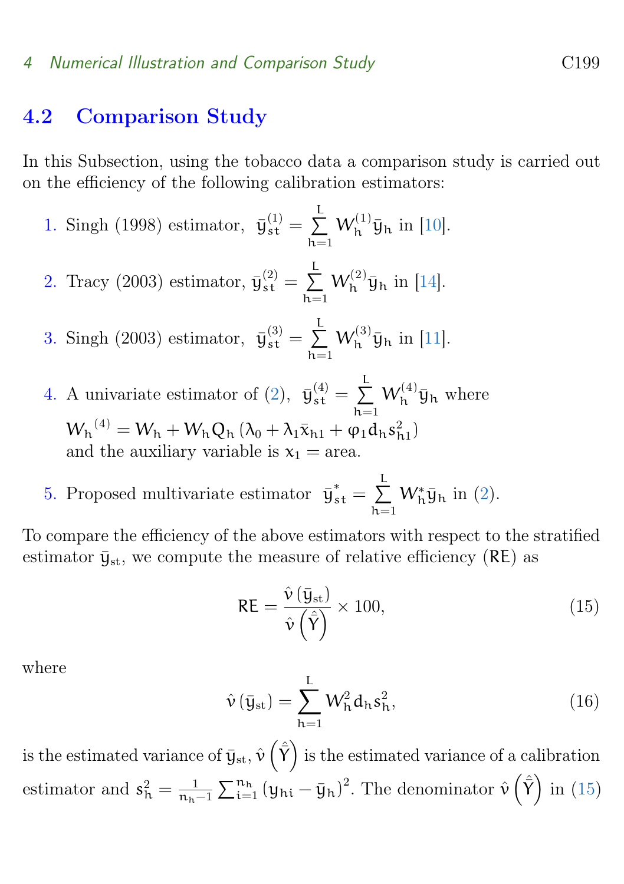## 4.2 Comparison Study

In this Subsection, using the tobacco data a comparison study is carried out on the efficiency of the following calibration estimators:

1. Singh (1998) estimator, $\bar{y}_{st}^{(1)} = \sum_{h=1}^{L} W_h^{(1)} \bar{y}_h$ in [10].
2. Tracy (2003) estimator, $\bar{y}_{st}^{(2)} = \sum_{h=1}^{L} W_h^{(2)} \bar{y}_h$ in [14].
3. Singh (2003) estimator, $\bar{y}_{st}^{(3)} = \sum_{h=1}^{L} W_h^{(3)} \bar{y}_h$ in [11].
4. A univariate estimator of (2), $\bar{y}_{st}^{(4)} = \sum_{h=1}^{L} W_h^{(4)} \bar{y}_h$ where $W_h{}^{(4)} = W_h + W_h Q_h \left(\lambda_0 + \lambda_1 \bar{x}_{h1} + \varphi_1 d_h s_{h1}^2\right)$ and the auxiliary variable is $x_1 =$ area.
5. Proposed multivariate estimator $\bar{y}_{st}^{*} = \sum_{h=1}^{L} W_h^{*} \bar{y}_h$ in (2).

To compare the efficiency of the above estimators with respect to the stratified estimator $\bar{y}_{st}$, we compute the measure of relative efficiency (RE) as

$$\mathsf{RE} = \frac{\hat{v}\left(\bar{y}_{st}\right)}{\hat{v}\left(\hat{\bar{Y}}\right)} \times 100, \tag{15}$$

where

$$\hat{v}\left(\bar{y}_{st}\right) = \sum_{h=1}^{L} W_h^2 d_h s_h^2, \tag{16}$$

is the estimated variance of $\bar{y}_{st}$, $\hat{v}\left(\hat{\bar{Y}}\right)$ is the estimated variance of a calibration estimator and $s_h^2 = \frac{1}{n_h - 1} \sum_{i=1}^{n_h} \left(y_{hi} - \bar{y}_h\right)^2$. The denominator $\hat{v}\left(\hat{\bar{Y}}\right)$ in (15)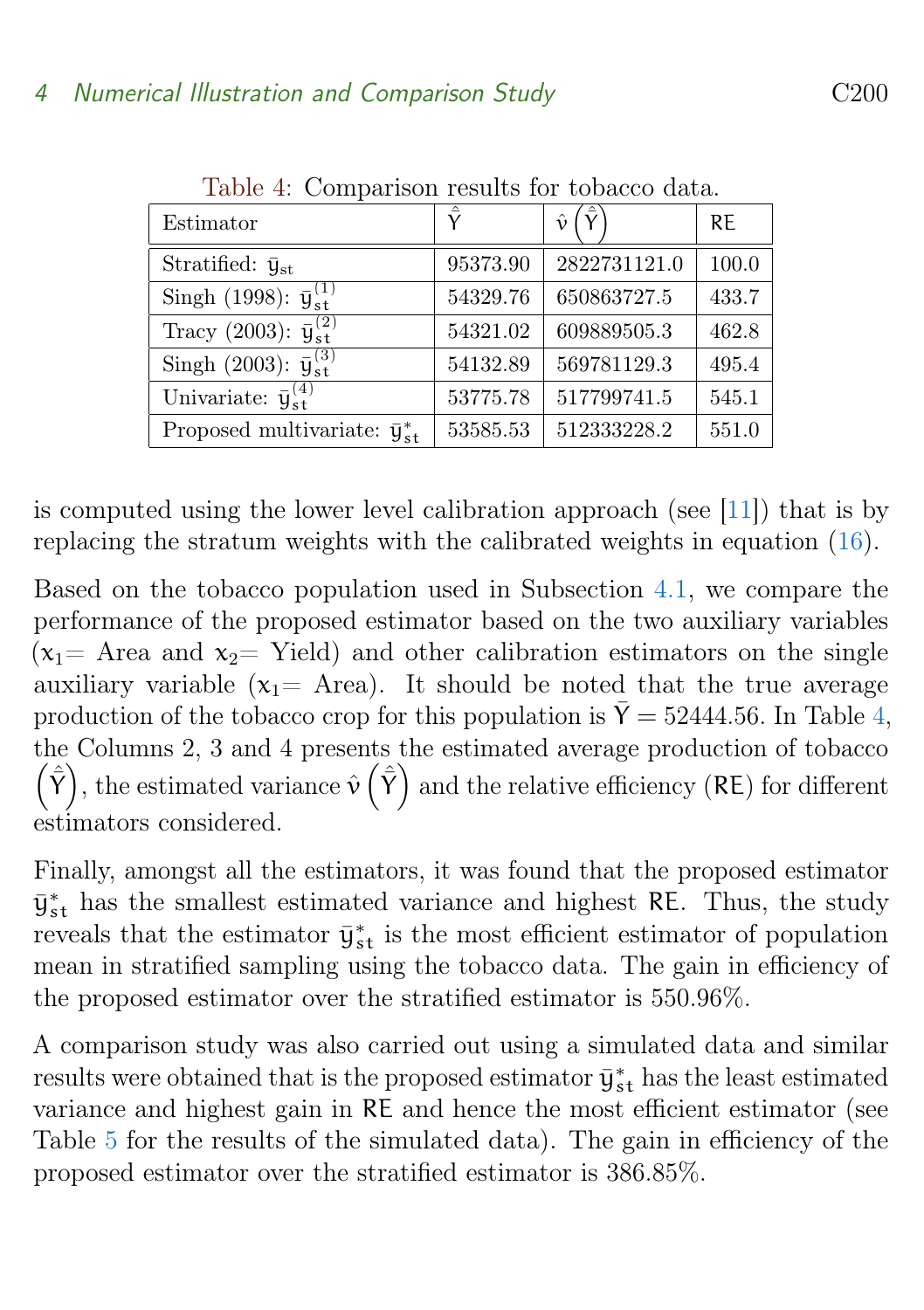Table 4: Comparison results for tobacco data.

| Estimator | $\hat{\bar{Y}}$ | $\hat{v}\left(\hat{\bar{Y}}\right)$ | RE |
|---|---|---|---|
| Stratified: $\bar{y}_{st}$ | 95373.90 | 2822731121.0 | 100.0 |
| Singh (1998): $\bar{y}_{st}^{(1)}$ | 54329.76 | 650863727.5 | 433.7 |
| Tracy (2003): $\bar{y}_{st}^{(2)}$ | 54321.02 | 609889505.3 | 462.8 |
| Singh (2003): $\bar{y}_{st}^{(3)}$ | 54132.89 | 569781129.3 | 495.4 |
| Univariate: $\bar{y}_{st}^{(4)}$ | 53775.78 | 517799741.5 | 545.1 |
| Proposed multivariate: $\bar{y}_{st}^{*}$ | 53585.53 | 512333228.2 | 551.0 |

is computed using the lower level calibration approach (see [11]) that is by replacing the stratum weights with the calibrated weights in equation (16).

Based on the tobacco population used in Subsection 4.1, we compare the performance of the proposed estimator based on the two auxiliary variables ($x_1$= Area and $x_2$= Yield) and other calibration estimators on the single auxiliary variable ($x_1$= Area). It should be noted that the true average production of the tobacco crop for this population is $\bar{Y} = 52444.56$. In Table 4, the Columns 2, 3 and 4 presents the estimated average production of tobacco $\left(\hat{\bar{Y}}\right)$, the estimated variance $\hat{v}\left(\hat{\bar{Y}}\right)$ and the relative efficiency (RE) for different estimators considered.

Finally, amongst all the estimators, it was found that the proposed estimator $\bar{y}_{st}^{*}$ has the smallest estimated variance and highest RE. Thus, the study reveals that the estimator $\bar{y}_{st}^{*}$ is the most efficient estimator of population mean in stratified sampling using the tobacco data. The gain in efficiency of the proposed estimator over the stratified estimator is 550.96%.

A comparison study was also carried out using a simulated data and similar results were obtained that is the proposed estimator $\bar{y}_{st}^{*}$ has the least estimated variance and highest gain in RE and hence the most efficient estimator (see Table 5 for the results of the simulated data). The gain in efficiency of the proposed estimator over the stratified estimator is 386.85%.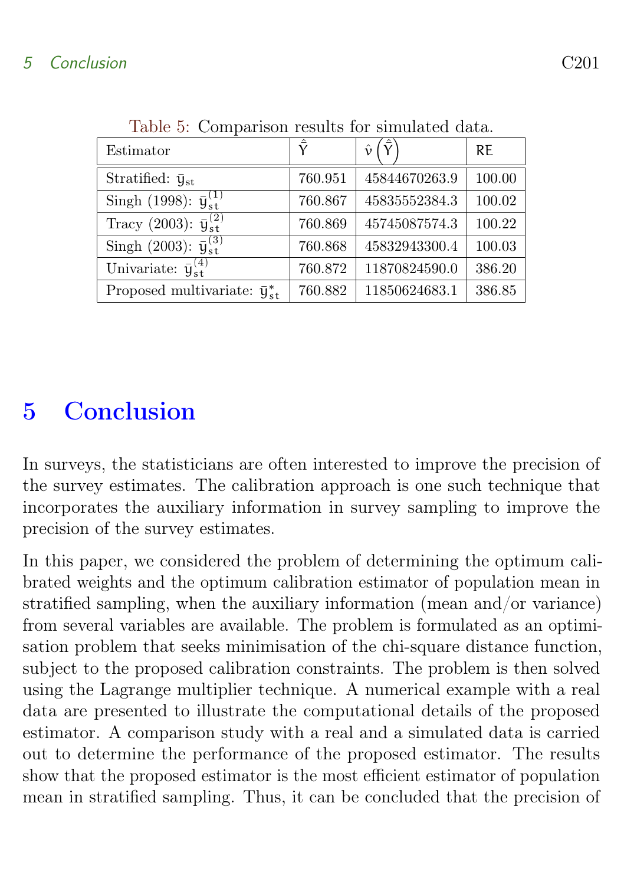Table 5: Comparison results for simulated data.

| Estimator | $\hat{\bar{Y}}$ | $\hat{v}\left(\hat{\bar{Y}}\right)$ | RE |
|---|---|---|---|
| Stratified: $\bar{y}_{st}$ | 760.951 | 45844670263.9 | 100.00 |
| Singh (1998): $\bar{y}_{st}^{(1)}$ | 760.867 | 45835552384.3 | 100.02 |
| Tracy (2003): $\bar{y}_{st}^{(2)}$ | 760.869 | 45745087574.3 | 100.22 |
| Singh (2003): $\bar{y}_{st}^{(3)}$ | 760.868 | 45832943300.4 | 100.03 |
| Univariate: $\bar{y}_{st}^{(4)}$ | 760.872 | 11870824590.0 | 386.20 |
| Proposed multivariate: $\bar{y}_{st}^{*}$ | 760.882 | 11850624683.1 | 386.85 |

# 5 Conclusion

In surveys, the statisticians are often interested to improve the precision of the survey estimates. The calibration approach is one such technique that incorporates the auxiliary information in survey sampling to improve the precision of the survey estimates.

In this paper, we considered the problem of determining the optimum calibrated weights and the optimum calibration estimator of population mean in stratified sampling, when the auxiliary information (mean and/or variance) from several variables are available. The problem is formulated as an optimisation problem that seeks minimisation of the chi-square distance function, subject to the proposed calibration constraints. The problem is then solved using the Lagrange multiplier technique. A numerical example with a real data are presented to illustrate the computational details of the proposed estimator. A comparison study with a real and a simulated data is carried out to determine the performance of the proposed estimator. The results show that the proposed estimator is the most efficient estimator of population mean in stratified sampling. Thus, it can be concluded that the precision of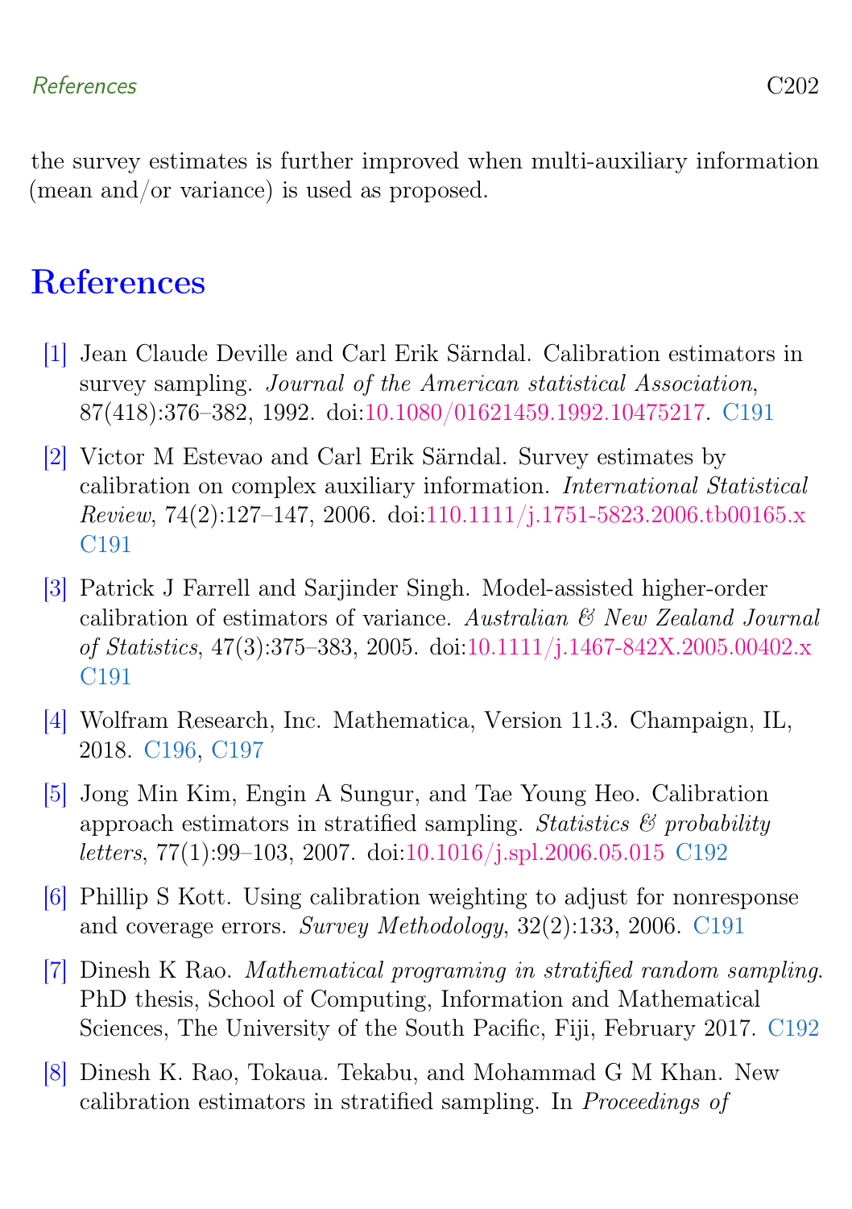the survey estimates is further improved when multi-auxiliary information (mean and/or variance) is used as proposed.

# References

[1] Jean Claude Deville and Carl Erik Särndal. Calibration estimators in survey sampling. *Journal of the American statistical Association*, 87(418):376–382, 1992. doi:10.1080/01621459.1992.10475217. C191

[2] Victor M Estevao and Carl Erik Särndal. Survey estimates by calibration on complex auxiliary information. *International Statistical Review*, 74(2):127–147, 2006. doi:110.1111/j.1751-5823.2006.tb00165.x C191

[3] Patrick J Farrell and Sarjinder Singh. Model-assisted higher-order calibration of estimators of variance. *Australian & New Zealand Journal of Statistics*, 47(3):375–383, 2005. doi:10.1111/j.1467-842X.2005.00402.x C191

[4] Wolfram Research, Inc. Mathematica, Version 11.3. Champaign, IL, 2018. C196, C197

[5] Jong Min Kim, Engin A Sungur, and Tae Young Heo. Calibration approach estimators in stratified sampling. *Statistics & probability letters*, 77(1):99–103, 2007. doi:10.1016/j.spl.2006.05.015 C192

[6] Phillip S Kott. Using calibration weighting to adjust for nonresponse and coverage errors. *Survey Methodology*, 32(2):133, 2006. C191

[7] Dinesh K Rao. *Mathematical programing in stratified random sampling*. PhD thesis, School of Computing, Information and Mathematical Sciences, The University of the South Pacific, Fiji, February 2017. C192

[8] Dinesh K. Rao, Tokaua. Tekabu, and Mohammad G M Khan. New calibration estimators in stratified sampling. In *Proceedings of*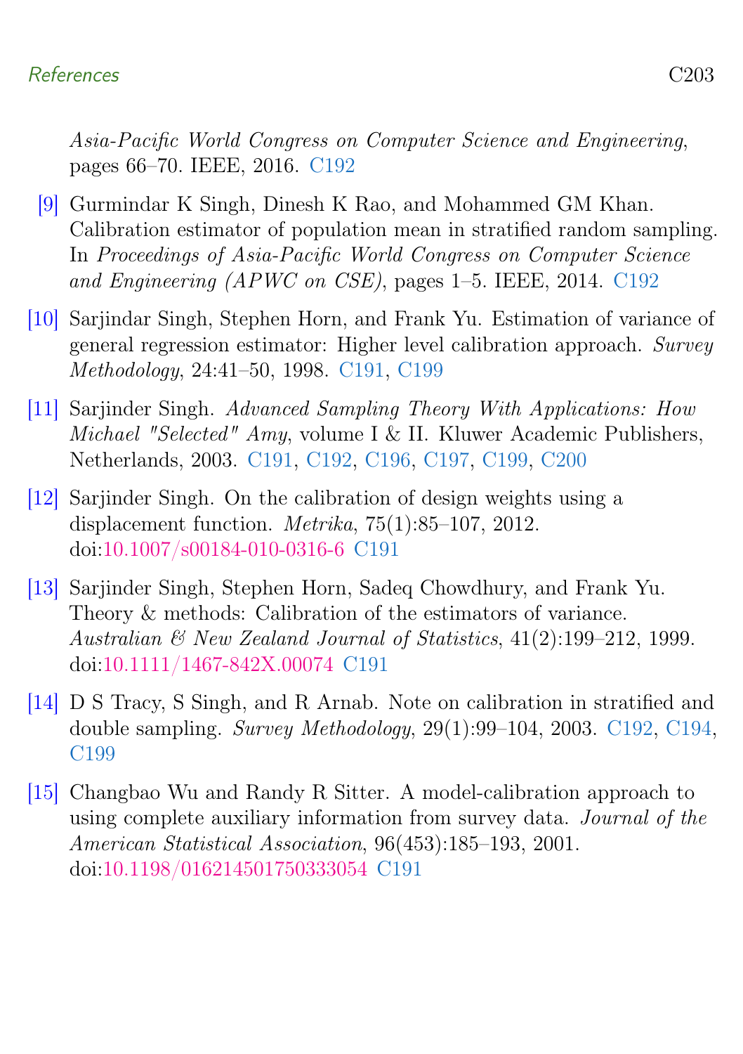*Asia-Pacific World Congress on Computer Science and Engineering*, pages 66–70. IEEE, 2016. C192

[9] Gurmindar K Singh, Dinesh K Rao, and Mohammed GM Khan. Calibration estimator of population mean in stratified random sampling. In *Proceedings of Asia-Pacific World Congress on Computer Science and Engineering (APWC on CSE)*, pages 1–5. IEEE, 2014. C192

[10] Sarjindar Singh, Stephen Horn, and Frank Yu. Estimation of variance of general regression estimator: Higher level calibration approach. *Survey Methodology*, 24:41–50, 1998. C191, C199

[11] Sarjinder Singh. *Advanced Sampling Theory With Applications: How Michael "Selected" Amy*, volume I & II. Kluwer Academic Publishers, Netherlands, 2003. C191, C192, C196, C197, C199, C200

[12] Sarjinder Singh. On the calibration of design weights using a displacement function. *Metrika*, 75(1):85–107, 2012. doi:10.1007/s00184-010-0316-6 C191

[13] Sarjinder Singh, Stephen Horn, Sadeq Chowdhury, and Frank Yu. Theory & methods: Calibration of the estimators of variance. *Australian & New Zealand Journal of Statistics*, 41(2):199–212, 1999. doi:10.1111/1467-842X.00074 C191

[14] D S Tracy, S Singh, and R Arnab. Note on calibration in stratified and double sampling. *Survey Methodology*, 29(1):99–104, 2003. C192, C194, C199

[15] Changbao Wu and Randy R Sitter. A model-calibration approach to using complete auxiliary information from survey data. *Journal of the American Statistical Association*, 96(453):185–193, 2001. doi:10.1198/016214501750333054 C191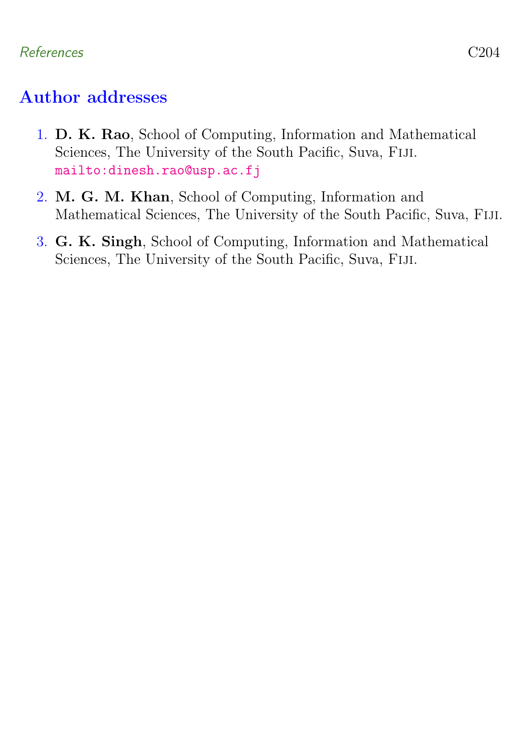## Author addresses

1. **D. K. Rao**, School of Computing, Information and Mathematical Sciences, The University of the South Pacific, Suva, Fiji.
   mailto:dinesh.rao@usp.ac.fj
2. **M. G. M. Khan**, School of Computing, Information and Mathematical Sciences, The University of the South Pacific, Suva, Fiji.
3. **G. K. Singh**, School of Computing, Information and Mathematical Sciences, The University of the South Pacific, Suva, Fiji.